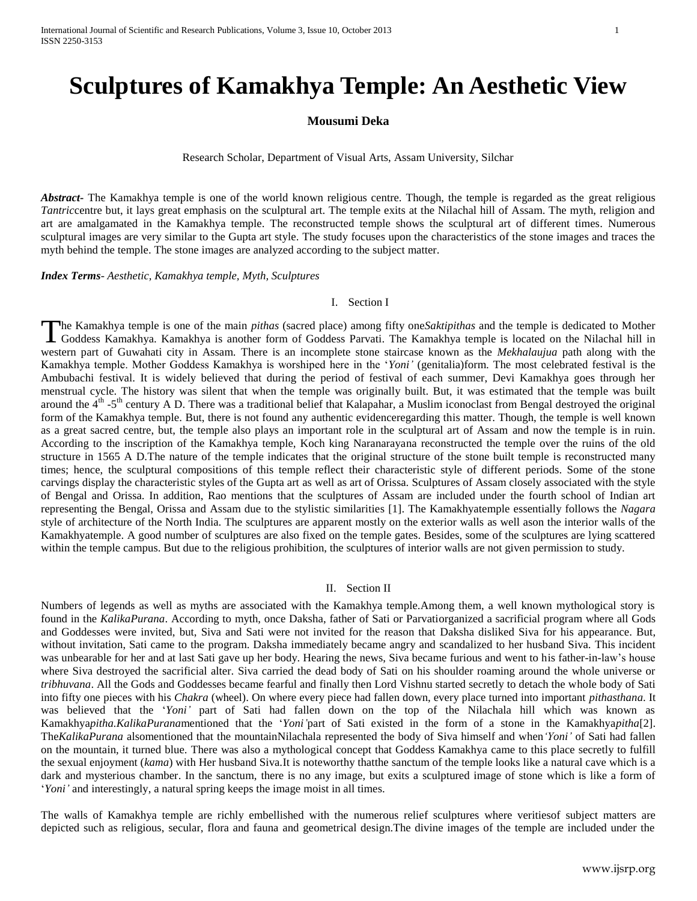# Sculptures of Kamakhya Temple: An Aesthetic View

**Mousumi Deka**

Research Scholar, Department of Visual Arts, Assam University, Silchar

***Abstract-*** The Kamakhya temple is one of the world known religious centre. Though, the temple is regarded as the great religious *Tantric*centre but, it lays great emphasis on the sculptural art. The temple exits at the Nilachal hill of Assam. The myth, religion and art are amalgamated in the Kamakhya temple. The reconstructed temple shows the sculptural art of different times. Numerous sculptural images are very similar to the Gupta art style. The study focuses upon the characteristics of the stone images and traces the myth behind the temple. The stone images are analyzed according to the subject matter.

***Index Terms****- Aesthetic, Kamakhya temple, Myth, Sculptures*

## I. Section I

The Kamakhya temple is one of the main *pithas* (sacred place) among fifty one*Saktipithas* and the temple is dedicated to Mother Goddess Kamakhya. Kamakhya is another form of Goddess Parvati. The Kamakhya temple is located on the Nilachal hill in western part of Guwahati city in Assam. There is an incomplete stone staircase known as the *Mekhalaujua* path along with the Kamakhya temple. Mother Goddess Kamakhya is worshiped here in the '*Yoni'* (genitalia)form. The most celebrated festival is the Ambubachi festival. It is widely believed that during the period of festival of each summer, Devi Kamakhya goes through her menstrual cycle. The history was silent that when the temple was originally built. But, it was estimated that the temple was built around the 4th -5th century A D. There was a traditional belief that Kalapahar, a Muslim iconoclast from Bengal destroyed the original form of the Kamakhya temple. But, there is not found any authentic evidenceregarding this matter. Though, the temple is well known as a great sacred centre, but, the temple also plays an important role in the sculptural art of Assam and now the temple is in ruin. According to the inscription of the Kamakhya temple, Koch king Naranarayana reconstructed the temple over the ruins of the old structure in 1565 A D.The nature of the temple indicates that the original structure of the stone built temple is reconstructed many times; hence, the sculptural compositions of this temple reflect their characteristic style of different periods. Some of the stone carvings display the characteristic styles of the Gupta art as well as art of Orissa. Sculptures of Assam closely associated with the style of Bengal and Orissa. In addition, Rao mentions that the sculptures of Assam are included under the fourth school of Indian art representing the Bengal, Orissa and Assam due to the stylistic similarities [1]. The Kamakhyatemple essentially follows the *Nagara* style of architecture of the North India. The sculptures are apparent mostly on the exterior walls as well ason the interior walls of the Kamakhyatemple. A good number of sculptures are also fixed on the temple gates. Besides, some of the sculptures are lying scattered within the temple campus. But due to the religious prohibition, the sculptures of interior walls are not given permission to study.

## II. Section II

Numbers of legends as well as myths are associated with the Kamakhya temple.Among them, a well known mythological story is found in the *KalikaPurana*. According to myth, once Daksha, father of Sati or Parvatiorganized a sacrificial program where all Gods and Goddesses were invited, but, Siva and Sati were not invited for the reason that Daksha disliked Siva for his appearance. But, without invitation, Sati came to the program. Daksha immediately became angry and scandalized to her husband Siva. This incident was unbearable for her and at last Sati gave up her body. Hearing the news, Siva became furious and went to his father-in-law's house where Siva destroyed the sacrificial alter. Siva carried the dead body of Sati on his shoulder roaming around the whole universe or *tribhuvana*. All the Gods and Goddesses became fearful and finally then Lord Vishnu started secretly to detach the whole body of Sati into fifty one pieces with his *Chakra* (wheel). On where every piece had fallen down, every place turned into important *pithasthana*. It was believed that the '*Yoni'* part of Sati had fallen down on the top of the Nilachala hill which was known as Kamakhya*pitha*.*KalikaPurana*mentioned that the '*Yoni'*part of Sati existed in the form of a stone in the Kamakhya*pitha*[2]. The*KalikaPurana* alsomentioned that the mountainNilachala represented the body of Siva himself and when*'Yoni'* of Sati had fallen on the mountain, it turned blue. There was also a mythological concept that Goddess Kamakhya came to this place secretly to fulfill the sexual enjoyment (*kama*) with Her husband Siva.It is noteworthy thatthe sanctum of the temple looks like a natural cave which is a dark and mysterious chamber. In the sanctum, there is no any image, but exits a sculptured image of stone which is like a form of '*Yoni'* and interestingly, a natural spring keeps the image moist in all times.

The walls of Kamakhya temple are richly embellished with the numerous relief sculptures where veritiesof subject matters are depicted such as religious, secular, flora and fauna and geometrical design.The divine images of the temple are included under the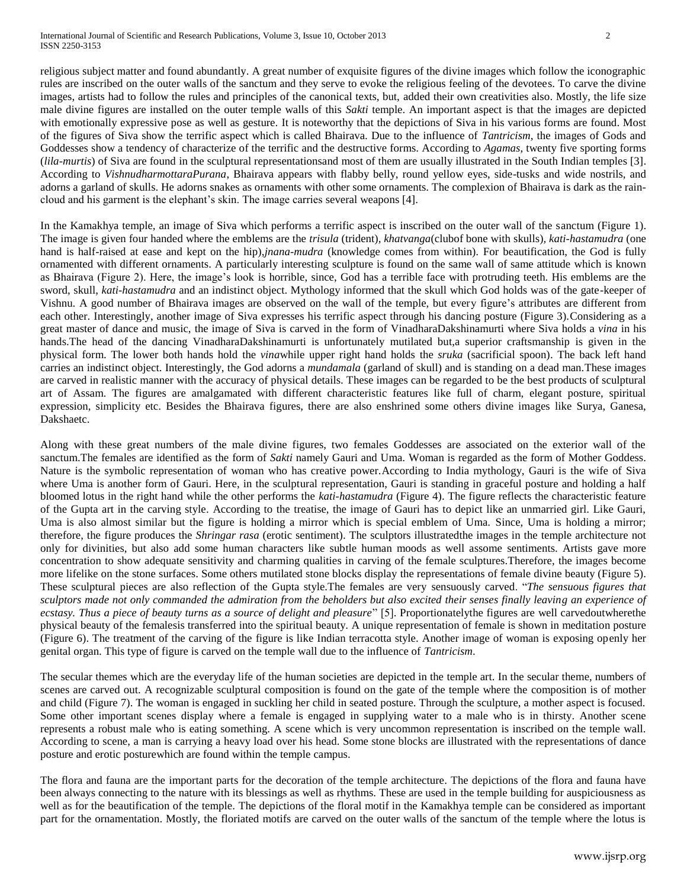religious subject matter and found abundantly. A great number of exquisite figures of the divine images which follow the iconographic rules are inscribed on the outer walls of the sanctum and they serve to evoke the religious feeling of the devotees. To carve the divine images, artists had to follow the rules and principles of the canonical texts, but, added their own creativities also. Mostly, the life size male divine figures are installed on the outer temple walls of this *Sakti* temple. An important aspect is that the images are depicted with emotionally expressive pose as well as gesture. It is noteworthy that the depictions of Siva in his various forms are found. Most of the figures of Siva show the terrific aspect which is called Bhairava. Due to the influence of *Tantricism*, the images of Gods and Goddesses show a tendency of characterize of the terrific and the destructive forms. According to *Agamas*, twenty five sporting forms (*lila-murtis*) of Siva are found in the sculptural representationsand most of them are usually illustrated in the South Indian temples [3]. According to *VishnudharmottaraPurana*, Bhairava appears with flabby belly, round yellow eyes, side-tusks and wide nostrils, and adorns a garland of skulls. He adorns snakes as ornaments with other some ornaments. The complexion of Bhairava is dark as the rain-cloud and his garment is the elephant's skin. The image carries several weapons [4].

In the Kamakhya temple, an image of Siva which performs a terrific aspect is inscribed on the outer wall of the sanctum (Figure 1). The image is given four handed where the emblems are the *trisula* (trident), *khatvanga*(clubof bone with skulls), *kati-hastamudra* (one hand is half-raised at ease and kept on the hip),*jnana-mudra* (knowledge comes from within). For beautification, the God is fully ornamented with different ornaments. A particularly interesting sculpture is found on the same wall of same attitude which is known as Bhairava (Figure 2). Here, the image's look is horrible, since, God has a terrible face with protruding teeth. His emblems are the sword, skull, *kati-hastamudra* and an indistinct object. Mythology informed that the skull which God holds was of the gate-keeper of Vishnu. A good number of Bhairava images are observed on the wall of the temple, but every figure's attributes are different from each other. Interestingly, another image of Siva expresses his terrific aspect through his dancing posture (Figure 3).Considering as a great master of dance and music, the image of Siva is carved in the form of VinadharaDakshinamurti where Siva holds a *vina* in his hands.The head of the dancing VinadharaDakshinamurti is unfortunately mutilated but,a superior craftsmanship is given in the physical form. The lower both hands hold the *vina*while upper right hand holds the *sruka* (sacrificial spoon). The back left hand carries an indistinct object. Interestingly, the God adorns a *mundamala* (garland of skull) and is standing on a dead man.These images are carved in realistic manner with the accuracy of physical details. These images can be regarded to be the best products of sculptural art of Assam. The figures are amalgamated with different characteristic features like full of charm, elegant posture, spiritual expression, simplicity etc. Besides the Bhairava figures, there are also enshrined some others divine images like Surya, Ganesa, Dakshaetc.

Along with these great numbers of the male divine figures, two females Goddesses are associated on the exterior wall of the sanctum.The females are identified as the form of *Sakti* namely Gauri and Uma. Woman is regarded as the form of Mother Goddess. Nature is the symbolic representation of woman who has creative power.According to India mythology, Gauri is the wife of Siva where Uma is another form of Gauri. Here, in the sculptural representation, Gauri is standing in graceful posture and holding a half bloomed lotus in the right hand while the other performs the *kati-hastamudra* (Figure 4). The figure reflects the characteristic feature of the Gupta art in the carving style. According to the treatise, the image of Gauri has to depict like an unmarried girl. Like Gauri, Uma is also almost similar but the figure is holding a mirror which is special emblem of Uma. Since, Uma is holding a mirror; therefore, the figure produces the *Shringar rasa* (erotic sentiment). The sculptors illustratedthe images in the temple architecture not only for divinities, but also add some human characters like subtle human moods as well assome sentiments. Artists gave more concentration to show adequate sensitivity and charming qualities in carving of the female sculptures.Therefore, the images become more lifelike on the stone surfaces. Some others mutilated stone blocks display the representations of female divine beauty (Figure 5). These sculptural pieces are also reflection of the Gupta style.The females are very sensuously carved. "*The sensuous figures that sculptors made not only commanded the admiration from the beholders but also excited their senses finally leaving an experience of ecstasy. Thus a piece of beauty turns as a source of delight and pleasure*" [5]. Proportionatelythe figures are well carvedoutwherethe physical beauty of the femalesis transferred into the spiritual beauty. A unique representation of female is shown in meditation posture (Figure 6). The treatment of the carving of the figure is like Indian terracotta style. Another image of woman is exposing openly her genital organ. This type of figure is carved on the temple wall due to the influence of *Tantricism*.

The secular themes which are the everyday life of the human societies are depicted in the temple art. In the secular theme, numbers of scenes are carved out. A recognizable sculptural composition is found on the gate of the temple where the composition is of mother and child (Figure 7). The woman is engaged in suckling her child in seated posture. Through the sculpture, a mother aspect is focused. Some other important scenes display where a female is engaged in supplying water to a male who is in thirsty. Another scene represents a robust male who is eating something. A scene which is very uncommon representation is inscribed on the temple wall. According to scene, a man is carrying a heavy load over his head. Some stone blocks are illustrated with the representations of dance posture and erotic posturewhich are found within the temple campus.

The flora and fauna are the important parts for the decoration of the temple architecture. The depictions of the flora and fauna have been always connecting to the nature with its blessings as well as rhythms. These are used in the temple building for auspiciousness as well as for the beautification of the temple. The depictions of the floral motif in the Kamakhya temple can be considered as important part for the ornamentation. Mostly, the floriated motifs are carved on the outer walls of the sanctum of the temple where the lotus is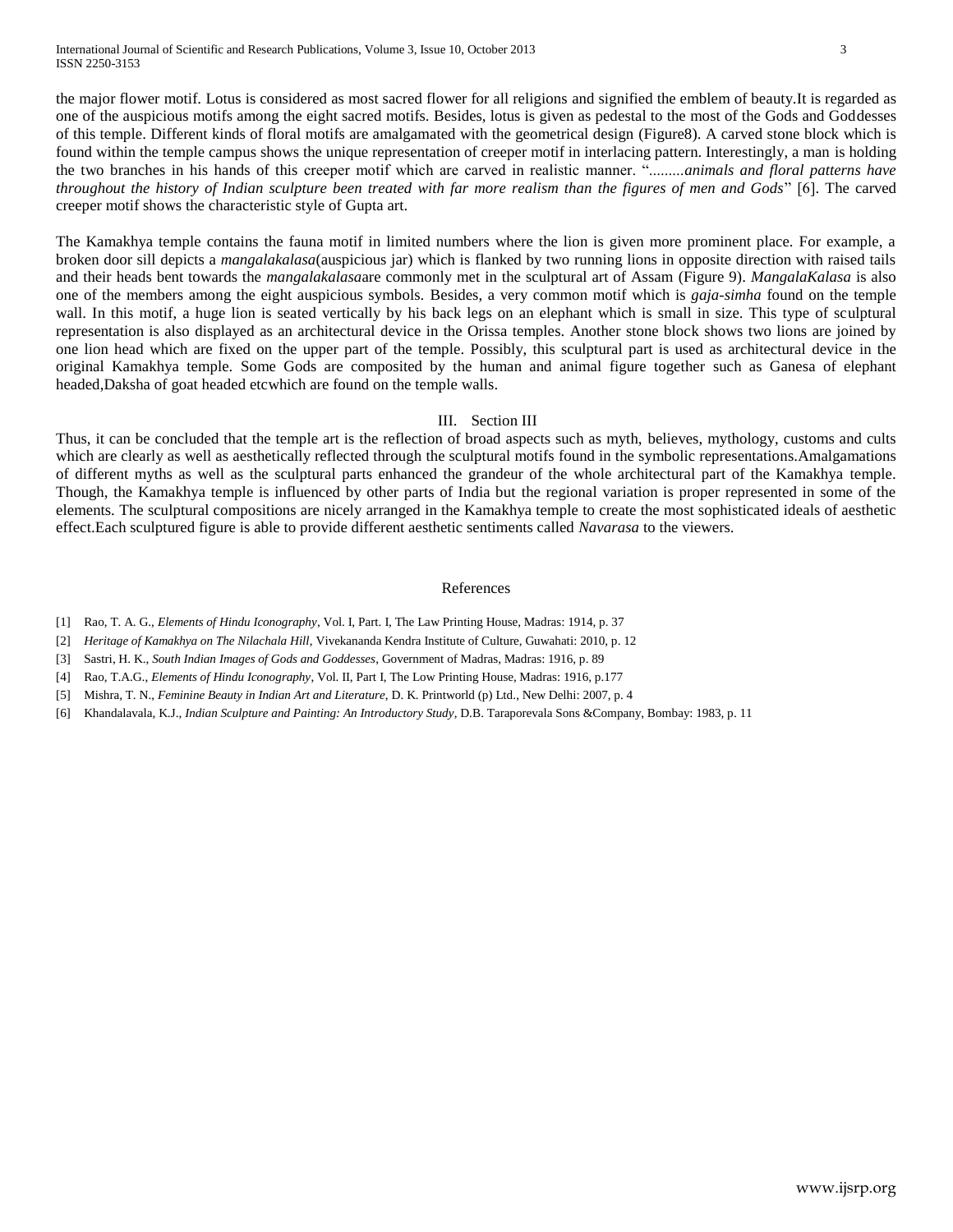the major flower motif. Lotus is considered as most sacred flower for all religions and signified the emblem of beauty.It is regarded as one of the auspicious motifs among the eight sacred motifs. Besides, lotus is given as pedestal to the most of the Gods and Goddesses of this temple. Different kinds of floral motifs are amalgamated with the geometrical design (Figure8). A carved stone block which is found within the temple campus shows the unique representation of creeper motif in interlacing pattern. Interestingly, a man is holding the two branches in his hands of this creeper motif which are carved in realistic manner. "*.........animals and floral patterns have throughout the history of Indian sculpture been treated with far more realism than the figures of men and Gods*" [6]. The carved creeper motif shows the characteristic style of Gupta art.

The Kamakhya temple contains the fauna motif in limited numbers where the lion is given more prominent place. For example, a broken door sill depicts a *mangalakalasa*(auspicious jar) which is flanked by two running lions in opposite direction with raised tails and their heads bent towards the *mangalakalasa*are commonly met in the sculptural art of Assam (Figure 9). *MangalaKalasa* is also one of the members among the eight auspicious symbols. Besides, a very common motif which is *gaja-simha* found on the temple wall. In this motif, a huge lion is seated vertically by his back legs on an elephant which is small in size. This type of sculptural representation is also displayed as an architectural device in the Orissa temples. Another stone block shows two lions are joined by one lion head which are fixed on the upper part of the temple. Possibly, this sculptural part is used as architectural device in the original Kamakhya temple. Some Gods are composited by the human and animal figure together such as Ganesa of elephant headed,Daksha of goat headed etcwhich are found on the temple walls.

## III. Section III

Thus, it can be concluded that the temple art is the reflection of broad aspects such as myth, believes, mythology, customs and cults which are clearly as well as aesthetically reflected through the sculptural motifs found in the symbolic representations.Amalgamations of different myths as well as the sculptural parts enhanced the grandeur of the whole architectural part of the Kamakhya temple. Though, the Kamakhya temple is influenced by other parts of India but the regional variation is proper represented in some of the elements. The sculptural compositions are nicely arranged in the Kamakhya temple to create the most sophisticated ideals of aesthetic effect.Each sculptured figure is able to provide different aesthetic sentiments called *Navarasa* to the viewers.

## References

[1] Rao, T. A. G., *Elements of Hindu Iconography*, Vol. I, Part. I, The Law Printing House, Madras: 1914, p. 37

[2] *Heritage of Kamakhya on The Nilachala Hill*, Vivekananda Kendra Institute of Culture, Guwahati: 2010, p. 12

[3] Sastri, H. K., *South Indian Images of Gods and Goddesses*, Government of Madras, Madras: 1916, p. 89

[4] Rao, T.A.G., *Elements of Hindu Iconography*, Vol. II, Part I, The Low Printing House, Madras: 1916, p.177

[5] Mishra, T. N., *Feminine Beauty in Indian Art and Literature*, D. K. Printworld (p) Ltd., New Delhi: 2007, p. 4

[6] Khandalavala, K.J., *Indian Sculpture and Painting: An Introductory Study*, D.B. Taraporevala Sons &Company, Bombay: 1983, p. 11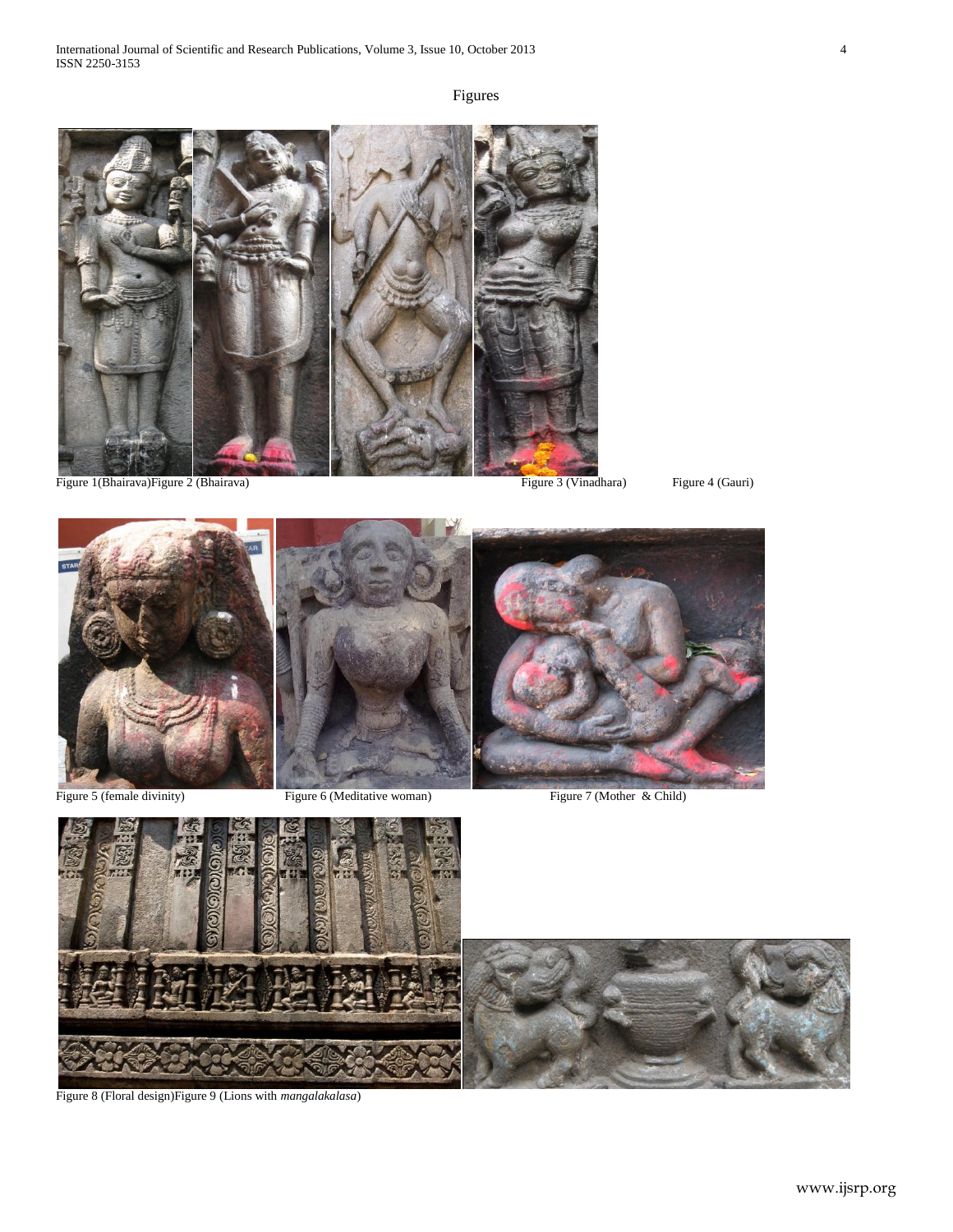Figures

Figure 1(Bhairava)Figure 2 (Bhairava) Figure 3 (Vinadhara) Figure 4 (Gauri)

Figure 5 (female divinity) Figure 6 (Meditative woman) Figure 7 (Mother & Child)

Figure 8 (Floral design)Figure 9 (Lions with *mangalakalasa*)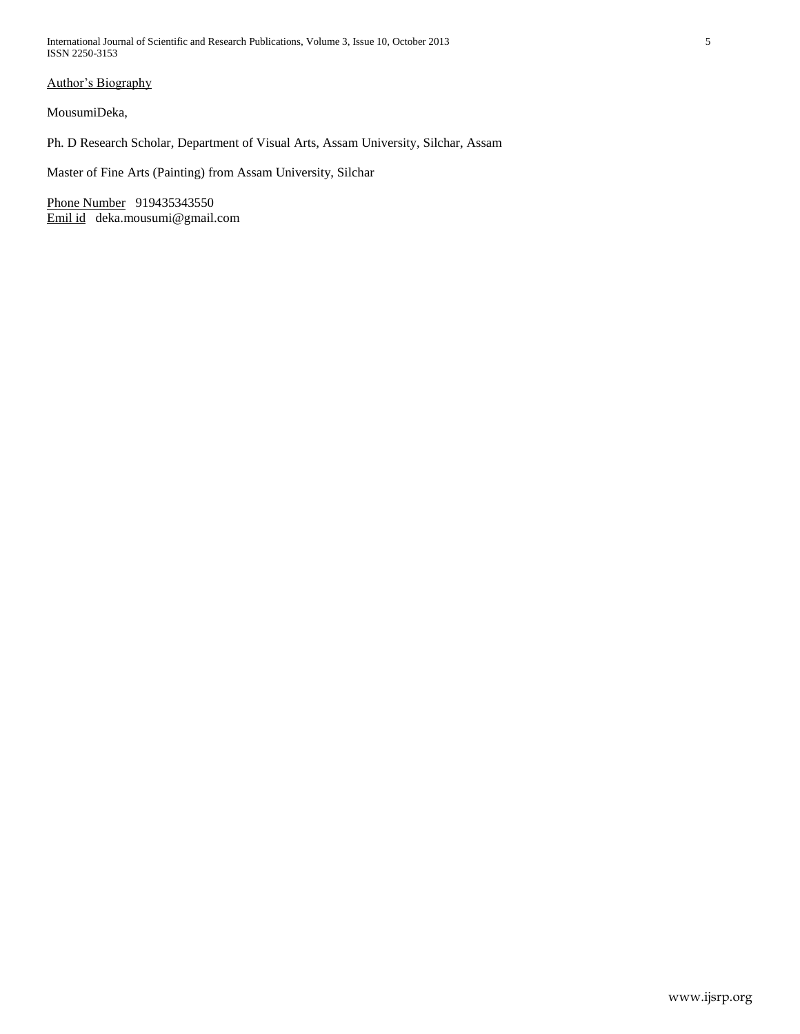Author's Biography

MousumiDeka,

Ph. D Research Scholar, Department of Visual Arts, Assam University, Silchar, Assam

Master of Fine Arts (Painting) from Assam University, Silchar

Phone Number 919435343550
Emil id deka.mousumi@gmail.com